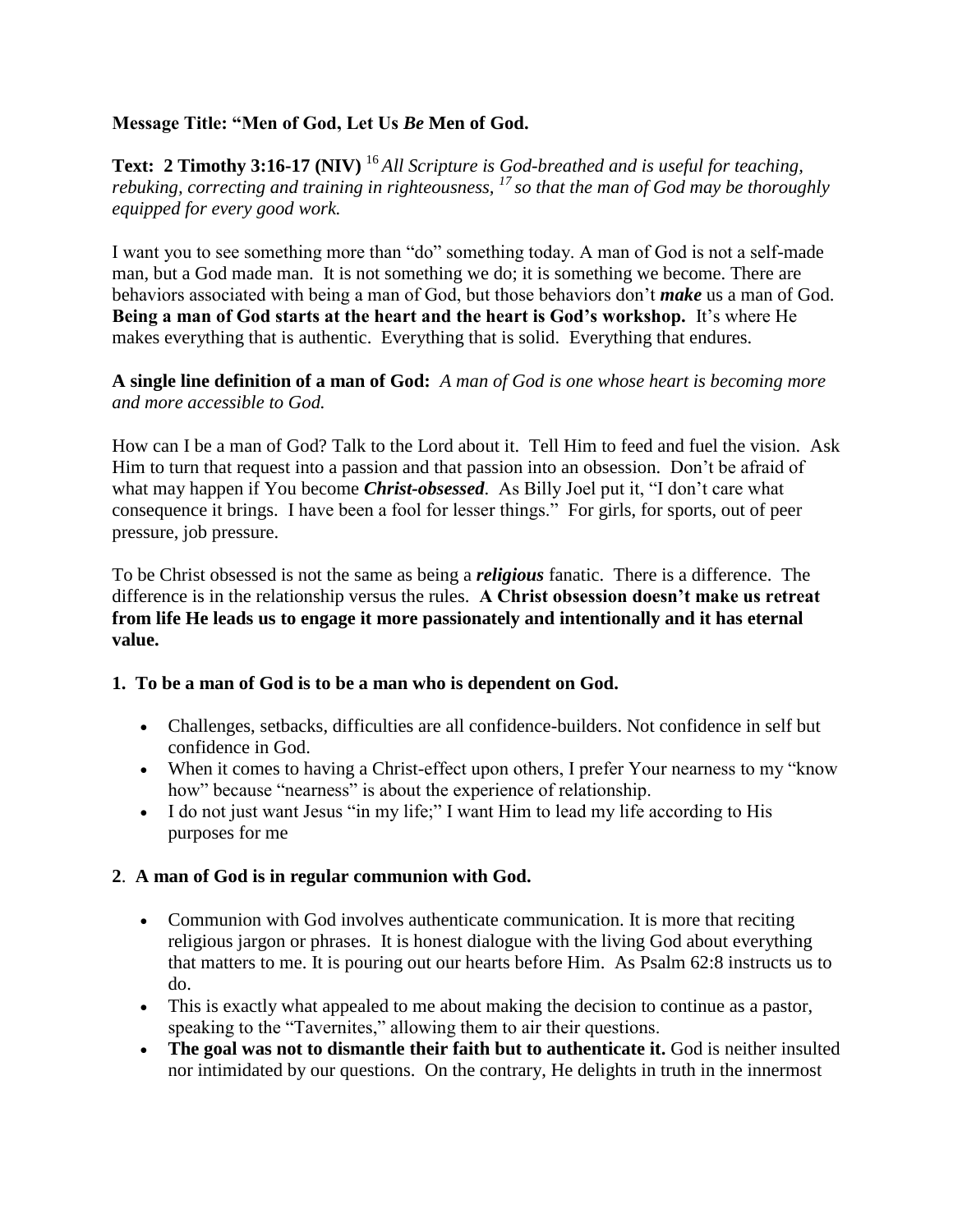**Message Title: "Men of God, Let Us *Be* Men of God.**

**Text: 2 Timothy 3:16-17 (NIV)** [16] *All Scripture is God-breathed and is useful for teaching, rebuking, correcting and training in righteousness,* [17] *so that the man of God may be thoroughly equipped for every good work.*

I want you to see something more than "do" something today. A man of God is not a self-made man, but a God made man. It is not something we do; it is something we become. There are behaviors associated with being a man of God, but those behaviors don't ***make*** us a man of God. **Being a man of God starts at the heart and the heart is God's workshop.** It's where He makes everything that is authentic. Everything that is solid. Everything that endures.

**A single line definition of a man of God:** *A man of God is one whose heart is becoming more and more accessible to God.*

How can I be a man of God? Talk to the Lord about it. Tell Him to feed and fuel the vision. Ask Him to turn that request into a passion and that passion into an obsession. Don't be afraid of what may happen if You become ***Christ-obsessed***. As Billy Joel put it, "I don't care what consequence it brings. I have been a fool for lesser things." For girls, for sports, out of peer pressure, job pressure.

To be Christ obsessed is not the same as being a ***religious*** fanatic. There is a difference. The difference is in the relationship versus the rules. **A Christ obsession doesn't make us retreat from life He leads us to engage it more passionately and intentionally and it has eternal value.**

**1. To be a man of God is to be a man who is dependent on God.**

- Challenges, setbacks, difficulties are all confidence-builders. Not confidence in self but confidence in God.
- When it comes to having a Christ-effect upon others, I prefer Your nearness to my "know how" because "nearness" is about the experience of relationship.
- I do not just want Jesus "in my life;" I want Him to lead my life according to His purposes for me

**2**. **A man of God is in regular communion with God.**

- Communion with God involves authenticate communication. It is more that reciting religious jargon or phrases. It is honest dialogue with the living God about everything that matters to me. It is pouring out our hearts before Him. As Psalm 62:8 instructs us to do.
- This is exactly what appealed to me about making the decision to continue as a pastor, speaking to the "Tavernites," allowing them to air their questions.
- **The goal was not to dismantle their faith but to authenticate it.** God is neither insulted nor intimidated by our questions. On the contrary, He delights in truth in the innermost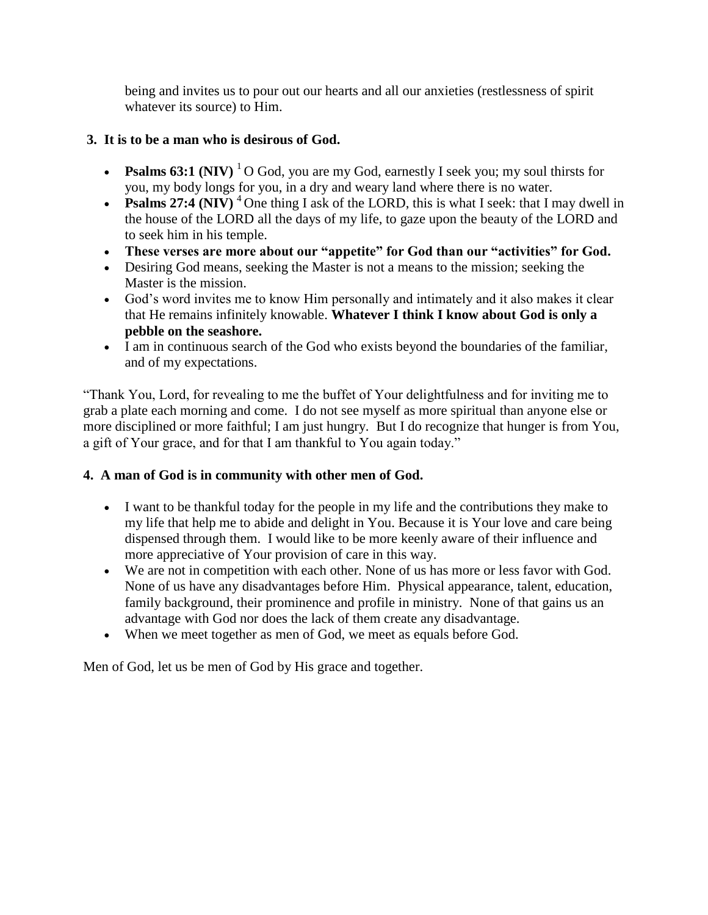being and invites us to pour out our hearts and all our anxieties (restlessness of spirit whatever its source) to Him.

**3. It is to be a man who is desirous of God.**

- **Psalms 63:1 (NIV)** [1] O God, you are my God, earnestly I seek you; my soul thirsts for you, my body longs for you, in a dry and weary land where there is no water.
- **Psalms 27:4 (NIV)** [4] One thing I ask of the LORD, this is what I seek: that I may dwell in the house of the LORD all the days of my life, to gaze upon the beauty of the LORD and to seek him in his temple.
- **These verses are more about our "appetite" for God than our "activities" for God.**
- Desiring God means, seeking the Master is not a means to the mission; seeking the Master is the mission.
- God's word invites me to know Him personally and intimately and it also makes it clear that He remains infinitely knowable. **Whatever I think I know about God is only a pebble on the seashore.**
- I am in continuous search of the God who exists beyond the boundaries of the familiar, and of my expectations.

"Thank You, Lord, for revealing to me the buffet of Your delightfulness and for inviting me to grab a plate each morning and come. I do not see myself as more spiritual than anyone else or more disciplined or more faithful; I am just hungry. But I do recognize that hunger is from You, a gift of Your grace, and for that I am thankful to You again today."

**4. A man of God is in community with other men of God.**

- I want to be thankful today for the people in my life and the contributions they make to my life that help me to abide and delight in You. Because it is Your love and care being dispensed through them. I would like to be more keenly aware of their influence and more appreciative of Your provision of care in this way.
- We are not in competition with each other. None of us has more or less favor with God. None of us have any disadvantages before Him. Physical appearance, talent, education, family background, their prominence and profile in ministry. None of that gains us an advantage with God nor does the lack of them create any disadvantage.
- When we meet together as men of God, we meet as equals before God.

Men of God, let us be men of God by His grace and together.